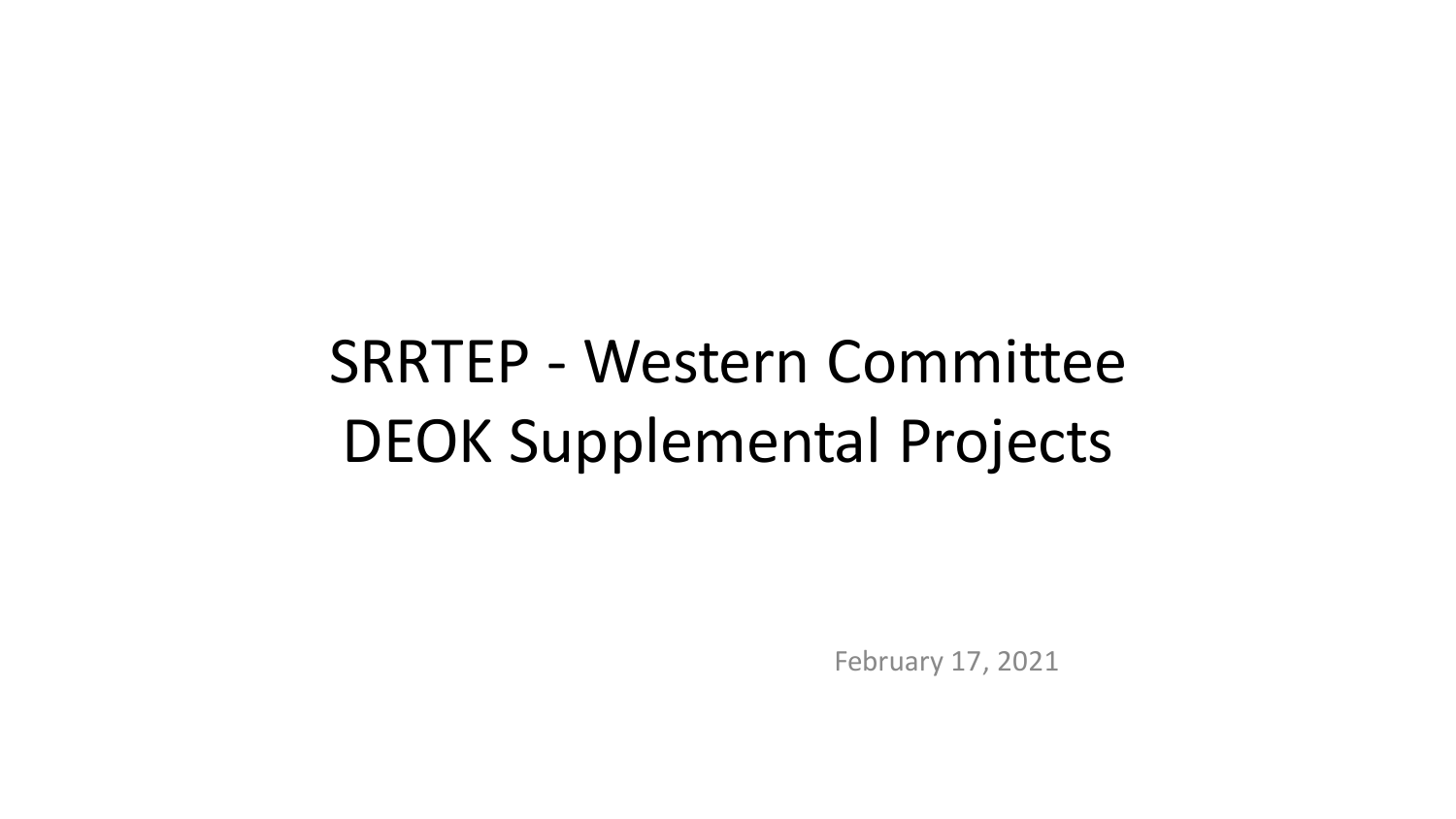# SRRTEP - Western Committee DEOK Supplemental Projects

February 17, 2021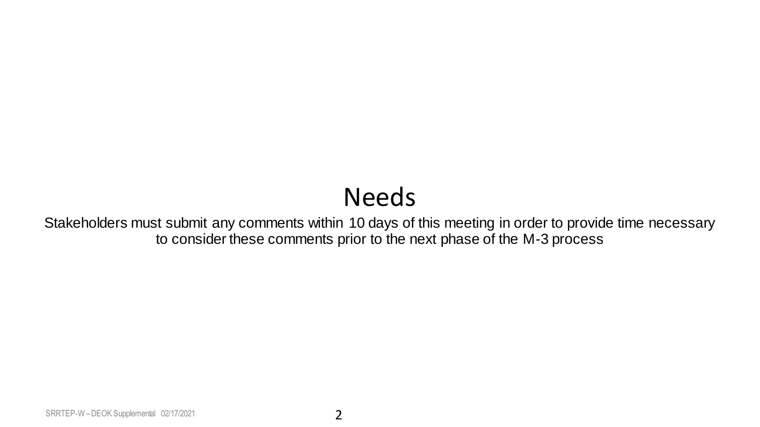# Needs

Stakeholders must submit any comments within 10 days of this meeting in order to provide time necessary to consider these comments prior to the next phase of the M-3 process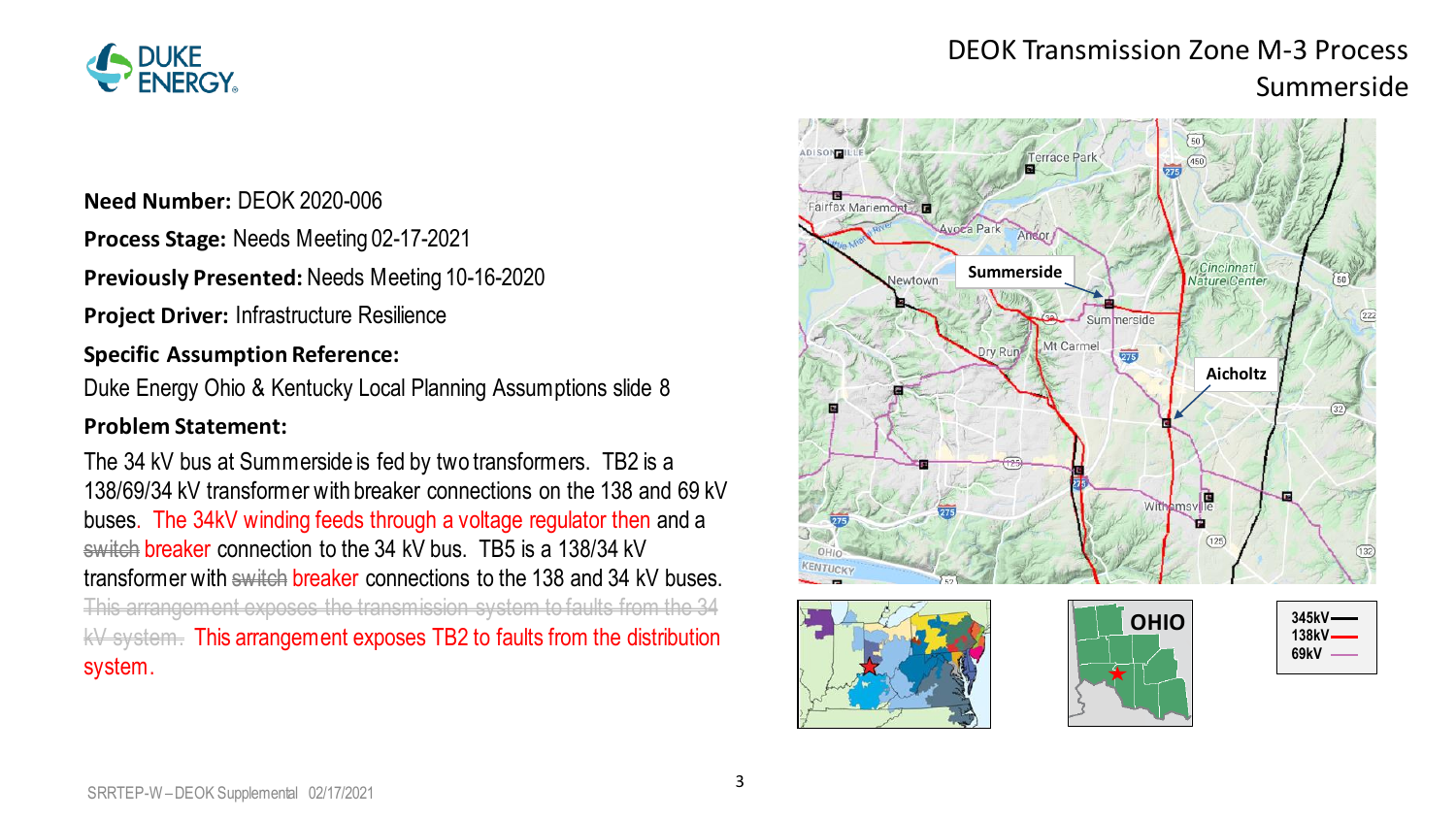# DEOK Transmission Zone M-3 Process Summerside

**Need Number:** DEOK 2020-006

**Process Stage:** Needs Meeting 02-17-2021

**Previously Presented:** Needs Meeting 10-16-2020

**Project Driver:** Infrastructure Resilience

**Specific Assumption Reference:**

Duke Energy Ohio & Kentucky Local Planning Assumptions slide 8

**Problem Statement:**

The 34 kV bus at Summerside is fed by two transformers. TB2 is a 138/69/34 kV transformer with breaker connections on the 138 and 69 kV buses. The 34kV winding feeds through a voltage regulator then and a ~~switch~~ breaker connection to the 34 kV bus. TB5 is a 138/34 kV transformer with ~~switch~~ breaker connections to the 138 and 34 kV buses. ~~This arrangement exposes the transmission system to faults from the 34 kV system.~~ This arrangement exposes TB2 to faults from the distribution system.

SRRTEP-W – DEOK Supplemental 02/17/2021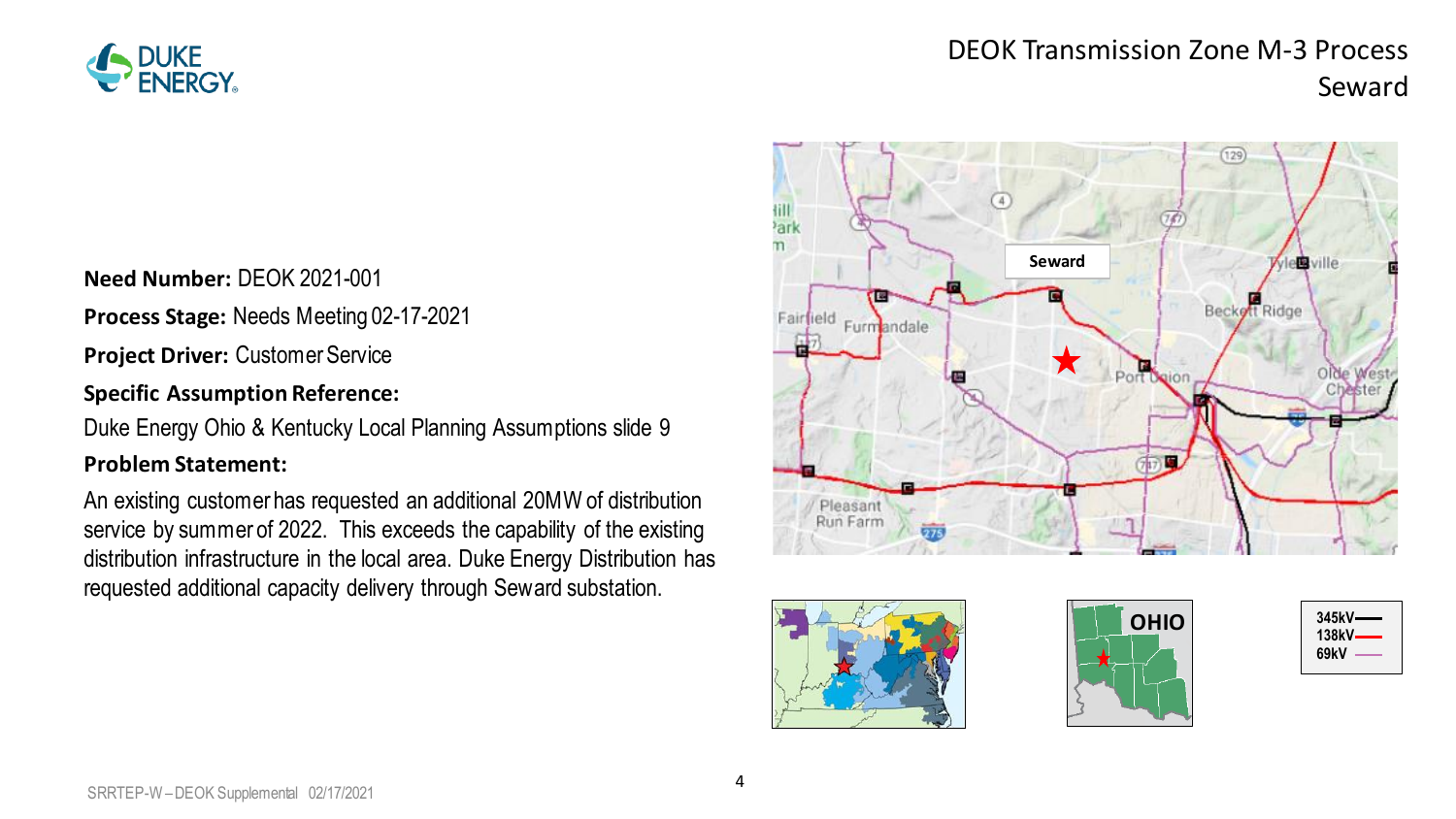# DEOK Transmission Zone M-3 Process Seward

**Need Number:** DEOK 2021-001

**Process Stage:** Needs Meeting 02-17-2021

**Project Driver:** Customer Service

**Specific Assumption Reference:**

Duke Energy Ohio & Kentucky Local Planning Assumptions slide 9

**Problem Statement:**

An existing customer has requested an additional 20MW of distribution service by summer of 2022. This exceeds the capability of the existing distribution infrastructure in the local area. Duke Energy Distribution has requested additional capacity delivery through Seward substation.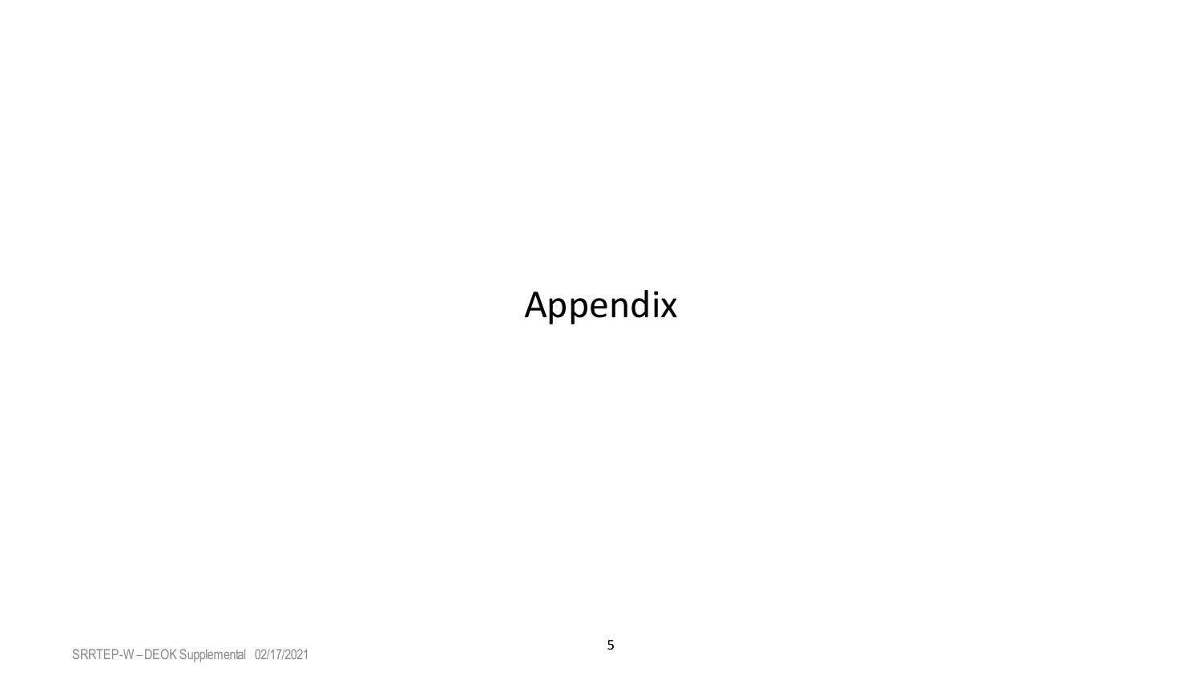# Appendix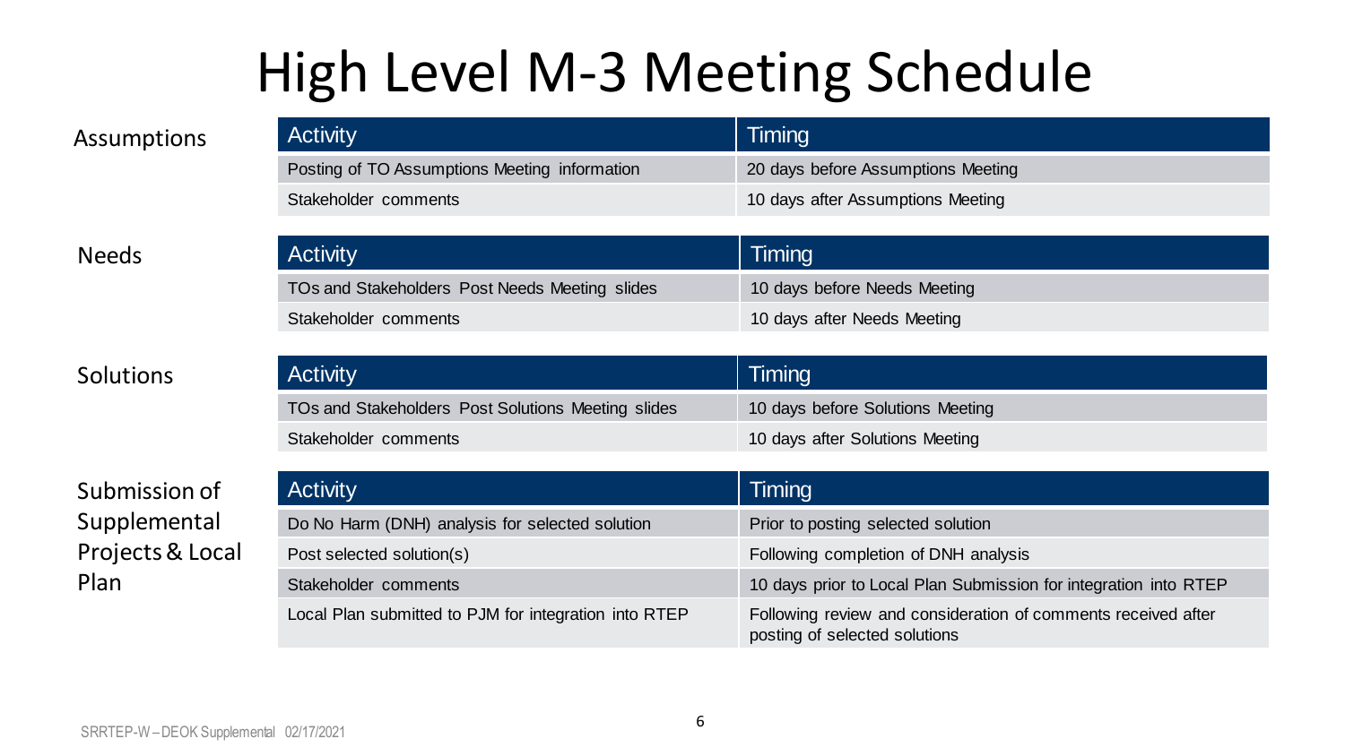# High Level M-3 Meeting Schedule

**Assumptions**

| Activity | Timing |
| --- | --- |
| Posting of TO Assumptions Meeting information | 20 days before Assumptions Meeting |
| Stakeholder comments | 10 days after Assumptions Meeting |

**Needs**

| Activity | Timing |
| --- | --- |
| TOs and Stakeholders Post Needs Meeting slides | 10 days before Needs Meeting |
| Stakeholder comments | 10 days after Needs Meeting |

**Solutions**

| Activity | Timing |
| --- | --- |
| TOs and Stakeholders Post Solutions Meeting slides | 10 days before Solutions Meeting |
| Stakeholder comments | 10 days after Solutions Meeting |

**Submission of Supplemental Projects & Local Plan**

| Activity | Timing |
| --- | --- |
| Do No Harm (DNH) analysis for selected solution | Prior to posting selected solution |
| Post selected solution(s) | Following completion of DNH analysis |
| Stakeholder comments | 10 days prior to Local Plan Submission for integration into RTEP |
| Local Plan submitted to PJM for integration into RTEP | Following review and consideration of comments received after posting of selected solutions |

SRRTEP-W – DEOK Supplemental 02/17/2021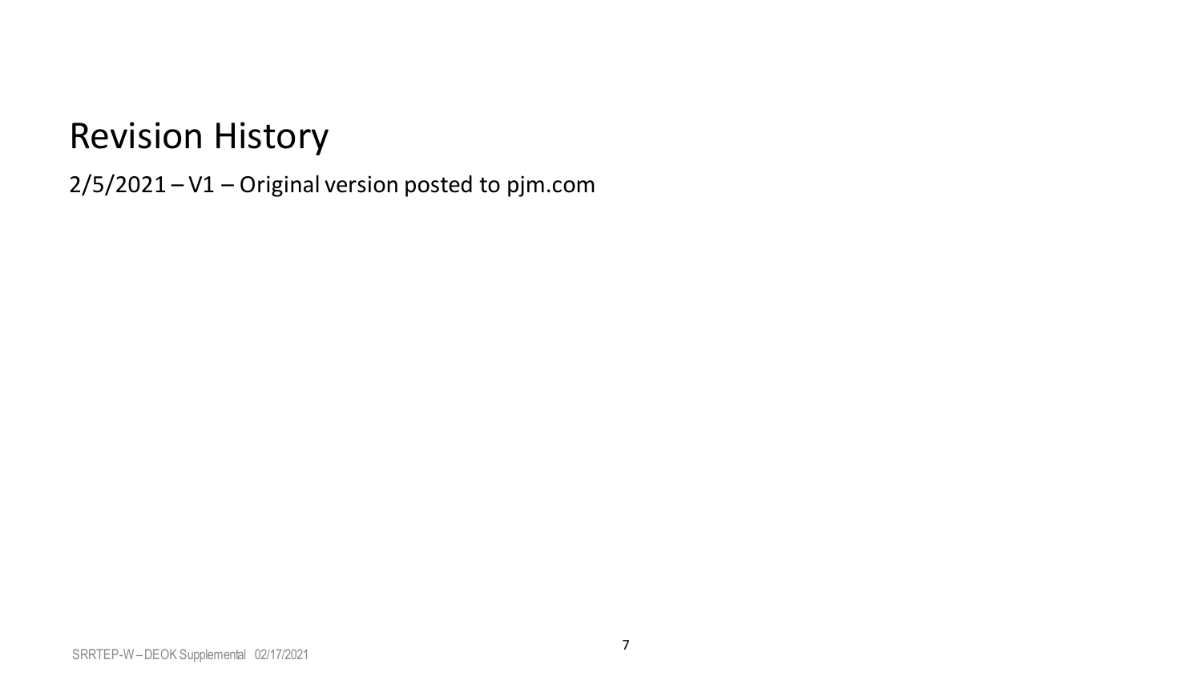# Revision History

2/5/2021 – V1 – Original version posted to pjm.com